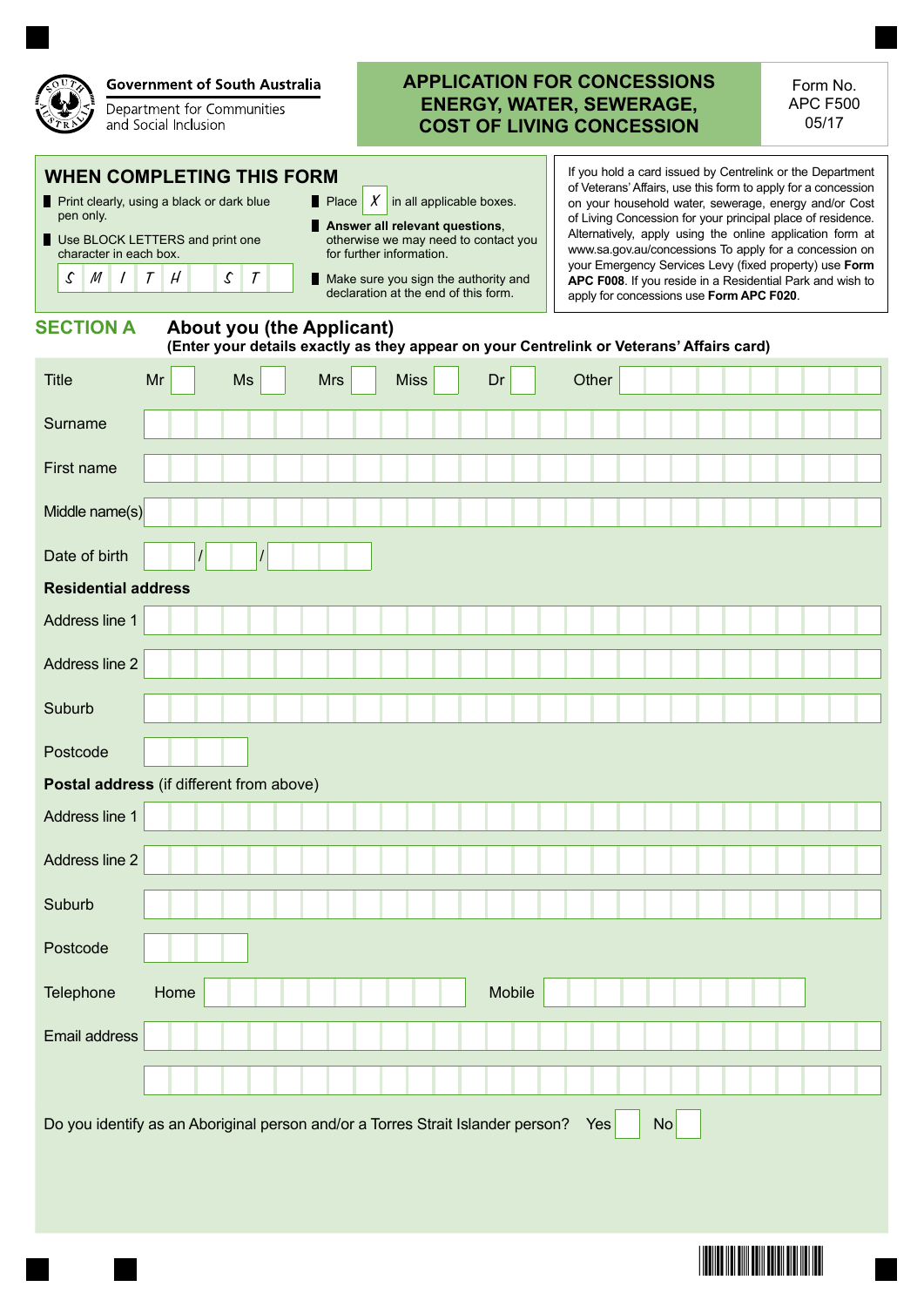Government of South Australia
Department for Communities and Social Inclusion

# APPLICATION FOR CONCESSIONS ENERGY, WATER, SEWERAGE, COST OF LIVING CONCESSION

Form No. APC F500 05/17

## WHEN COMPLETING THIS FORM

- Print clearly, using a black or dark blue pen only.
- Use BLOCK LETTERS and print one character in each box.

| S | M | I | T | H | | S | T |
|---|---|---|---|---|---|---|---|

- Place X in all applicable boxes.
- **Answer all relevant questions**, otherwise we may need to contact you for further information.
- Make sure you sign the authority and declaration at the end of this form.

If you hold a card issued by Centrelink or the Department of Veterans' Affairs, use this form to apply for a concession on your household water, sewerage, energy and/or Cost of Living Concession for your principal place of residence. Alternatively, apply using the online application form at www.sa.gov.au/concessions To apply for a concession on your Emergency Services Levy (fixed property) use **Form APC F008**. If you reside in a Residential Park and wish to apply for concessions use **Form APC F020**.

## SECTION A About you (the Applicant)

**(Enter your details exactly as they appear on your Centrelink or Veterans' Affairs card)**

Title: Mr ☐ Ms ☐ Mrs ☐ Miss ☐ Dr ☐ Other ______

Surname ______

First name ______

Middle name(s) ______

Date of birth ___ / ___ / ______

**Residential address**

Address line 1 ______

Address line 2 ______

Suburb ______

Postcode ______

**Postal address** (if different from above)

Address line 1 ______

Address line 2 ______

Suburb ______

Postcode ______

Telephone Home ______ Mobile ______

Email address ______

Do you identify as an Aboriginal person and/or a Torres Strait Islander person? Yes ☐ No ☐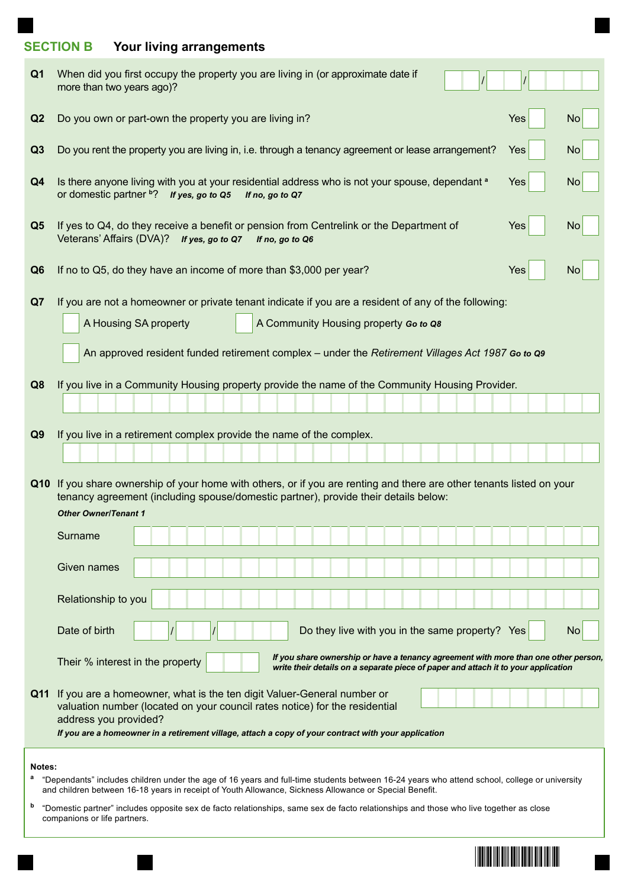## SECTION B Your living arrangements

**Q1** When did you first occupy the property you are living in (or approximate date if more than two years ago)? ___ / ___ / ______

**Q2** Do you own or part-own the property you are living in? Yes ☐ No ☐

**Q3** Do you rent the property you are living in, i.e. through a tenancy agreement or lease arrangement? Yes ☐ No ☐

**Q4** Is there anyone living with you at your residential address who is not your spouse, dependant [a] or domestic partner [b]? ***If yes, go to Q5*** ***If no, go to Q7*** Yes ☐ No ☐

**Q5** If yes to Q4, do they receive a benefit or pension from Centrelink or the Department of Veterans' Affairs (DVA)? ***If yes, go to Q7*** ***If no, go to Q6*** Yes ☐ No ☐

**Q6** If no to Q5, do they have an income of more than $3,000 per year? Yes ☐ No ☐

**Q7** If you are not a homeowner or private tenant indicate if you are a resident of any of the following:

☐ A Housing SA property ☐ A Community Housing property ***Go to Q8***

☐ An approved resident funded retirement complex – under the *Retirement Villages Act 1987* ***Go to Q9***

**Q8** If you live in a Community Housing property provide the name of the Community Housing Provider.

______________________________

**Q9** If you live in a retirement complex provide the name of the complex.

______________________________

**Q10** If you share ownership of your home with others, or if you are renting and there are other tenants listed on your tenancy agreement (including spouse/domestic partner), provide their details below:

***Other Owner/Tenant 1***

Surname ______________________________

Given names ______________________________

Relationship to you ______________________________

Date of birth ___ / ___ / ______ Do they live with you in the same property? Yes ☐ No ☐

Their % interest in the property ______

***If you share ownership or have a tenancy agreement with more than one other person, write their details on a separate piece of paper and attach it to your application***

**Q11** If you are a homeowner, what is the ten digit Valuer-General number or valuation number (located on your council rates notice) for the residential address you provided? ______________________________

***If you are a homeowner in a retirement village, attach a copy of your contract with your application***

**Notes:**

[a] "Dependants" includes children under the age of 16 years and full-time students between 16-24 years who attend school, college or university and children between 16-18 years in receipt of Youth Allowance, Sickness Allowance or Special Benefit.

[b] "Domestic partner" includes opposite sex de facto relationships, same sex de facto relationships and those who live together as close companions or life partners.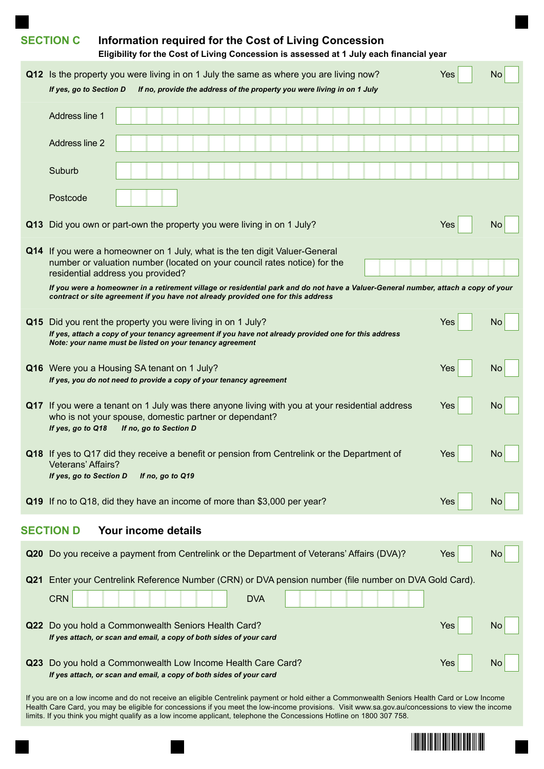## SECTION C Information required for the Cost of Living Concession

**Eligibility for the Cost of Living Concession is assessed at 1 July each financial year**

**Q12** Is the property you were living in on 1 July the same as where you are living now? Yes ☐ No ☐

*If yes, go to Section D* *If no, provide the address of the property you were living in on 1 July*

Address line 1

Address line 2

Suburb

Postcode

**Q13** Did you own or part-own the property you were living in on 1 July? Yes ☐ No ☐

**Q14** If you were a homeowner on 1 July, what is the ten digit Valuer-General number or valuation number (located on your council rates notice) for the residential address you provided?

*If you were a homeowner in a retirement village or residential park and do not have a Valuer-General number, attach a copy of your contract or site agreement if you have not already provided one for this address*

**Q15** Did you rent the property you were living in on 1 July? Yes ☐ No ☐

*If yes, attach a copy of your tenancy agreement if you have not already provided one for this address*
*Note: your name must be listed on your tenancy agreement*

**Q16** Were you a Housing SA tenant on 1 July? Yes ☐ No ☐

*If yes, you do not need to provide a copy of your tenancy agreement*

**Q17** If you were a tenant on 1 July was there anyone living with you at your residential address who is not your spouse, domestic partner or dependant? Yes ☐ No ☐

*If yes, go to Q18* *If no, go to Section D*

**Q18** If yes to Q17 did they receive a benefit or pension from Centrelink or the Department of Veterans' Affairs? Yes ☐ No ☐

*If yes, go to Section D* *If no, go to Q19*

**Q19** If no to Q18, did they have an income of more than $3,000 per year? Yes ☐ No ☐

## SECTION D Your income details

**Q20** Do you receive a payment from Centrelink or the Department of Veterans' Affairs (DVA)? Yes ☐ No ☐

**Q21** Enter your Centrelink Reference Number (CRN) or DVA pension number (file number on DVA Gold Card).

CRN DVA

**Q22** Do you hold a Commonwealth Seniors Health Card? Yes ☐ No ☐

*If yes attach, or scan and email, a copy of both sides of your card*

**Q23** Do you hold a Commonwealth Low Income Health Care Card? Yes ☐ No ☐

*If yes attach, or scan and email, a copy of both sides of your card*

If you are on a low income and do not receive an eligible Centrelink payment or hold either a Commonwealth Seniors Health Card or Low Income Health Care Card, you may be eligible for concessions if you meet the low-income provisions. Visit www.sa.gov.au/concessions to view the income limits. If you think you might qualify as a low income applicant, telephone the Concessions Hotline on 1800 307 758.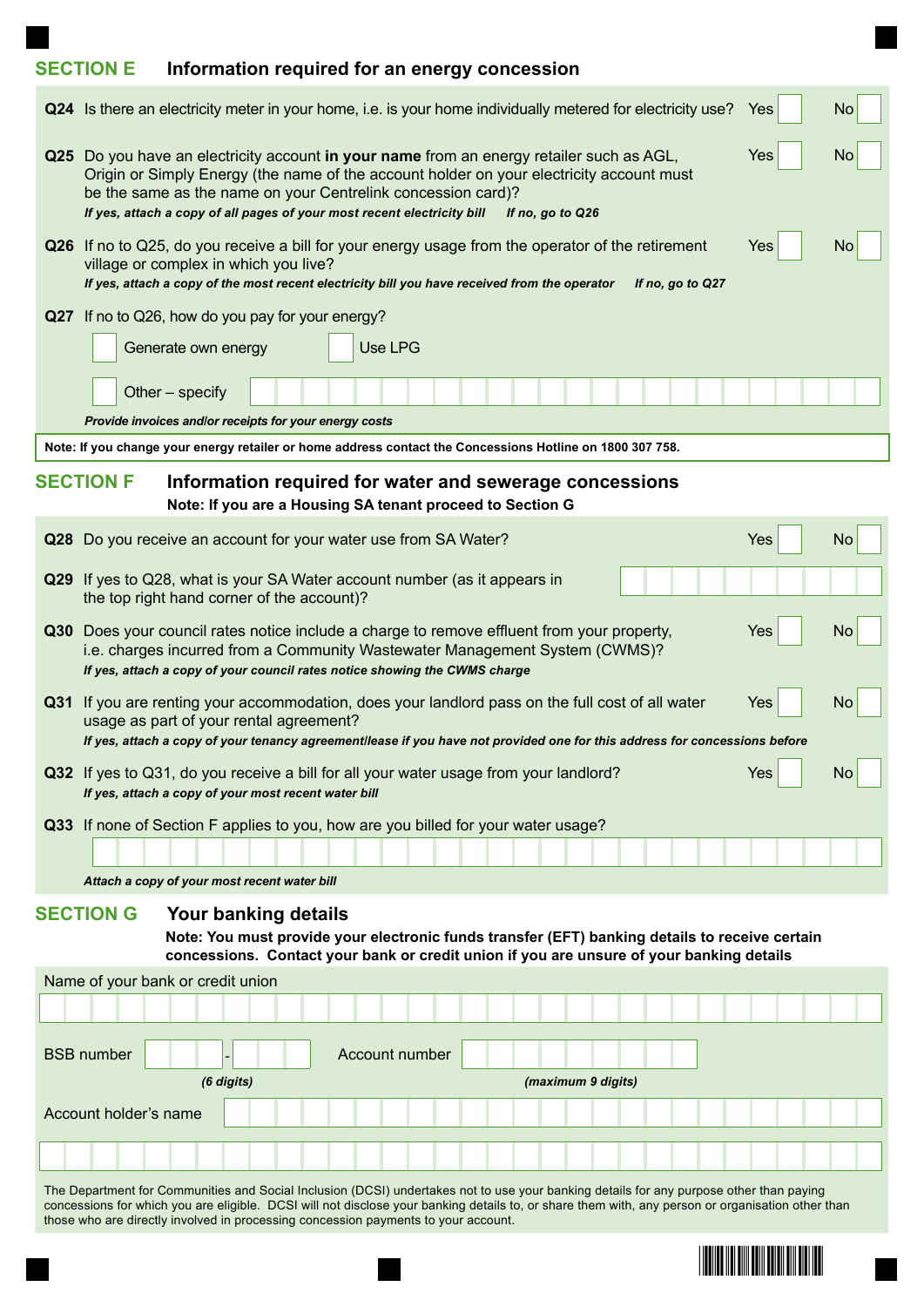## SECTION E Information required for an energy concession

**Q24** Is there an electricity meter in your home, i.e. is your home individually metered for electricity use? Yes ☐ No ☐

**Q25** Do you have an electricity account **in your name** from an energy retailer such as AGL, Origin or Simply Energy (the name of the account holder on your electricity account must be the same as the name on your Centrelink concession card)? Yes ☐ No ☐

***If yes, attach a copy of all pages of your most recent electricity bill*** ***If no, go to Q26***

**Q26** If no to Q25, do you receive a bill for your energy usage from the operator of the retirement village or complex in which you live? Yes ☐ No ☐

***If yes, attach a copy of the most recent electricity bill you have received from the operator*** ***If no, go to Q27***

**Q27** If no to Q26, how do you pay for your energy?

☐ Generate own energy ☐ Use LPG

☐ Other – specify ______________________

***Provide invoices and/or receipts for your energy costs***

**Note: If you change your energy retailer or home address contact the Concessions Hotline on 1800 307 758.**

## SECTION F Information required for water and sewerage concessions

**Note: If you are a Housing SA tenant proceed to Section G**

**Q28** Do you receive an account for your water use from SA Water? Yes ☐ No ☐

**Q29** If yes to Q28, what is your SA Water account number (as it appears in the top right hand corner of the account)? ______________________

**Q30** Does your council rates notice include a charge to remove effluent from your property, i.e. charges incurred from a Community Wastewater Management System (CWMS)? Yes ☐ No ☐

***If yes, attach a copy of your council rates notice showing the CWMS charge***

**Q31** If you are renting your accommodation, does your landlord pass on the full cost of all water usage as part of your rental agreement? Yes ☐ No ☐

***If yes, attach a copy of your tenancy agreement/lease if you have not provided one for this address for concessions before***

**Q32** If yes to Q31, do you receive a bill for all your water usage from your landlord? Yes ☐ No ☐

***If yes, attach a copy of your most recent water bill***

**Q33** If none of Section F applies to you, how are you billed for your water usage?

______________________

***Attach a copy of your most recent water bill***

## SECTION G Your banking details

**Note: You must provide your electronic funds transfer (EFT) banking details to receive certain concessions. Contact your bank or credit union if you are unsure of your banking details**

Name of your bank or credit union ______________________

BSB number ___ - ___ ***(6 digits)*** Account number ______________________ ***(maximum 9 digits)***

Account holder's name ______________________

The Department for Communities and Social Inclusion (DCSI) undertakes not to use your banking details for any purpose other than paying concessions for which you are eligible. DCSI will not disclose your banking details to, or share them with, any person or organisation other than those who are directly involved in processing concession payments to your account.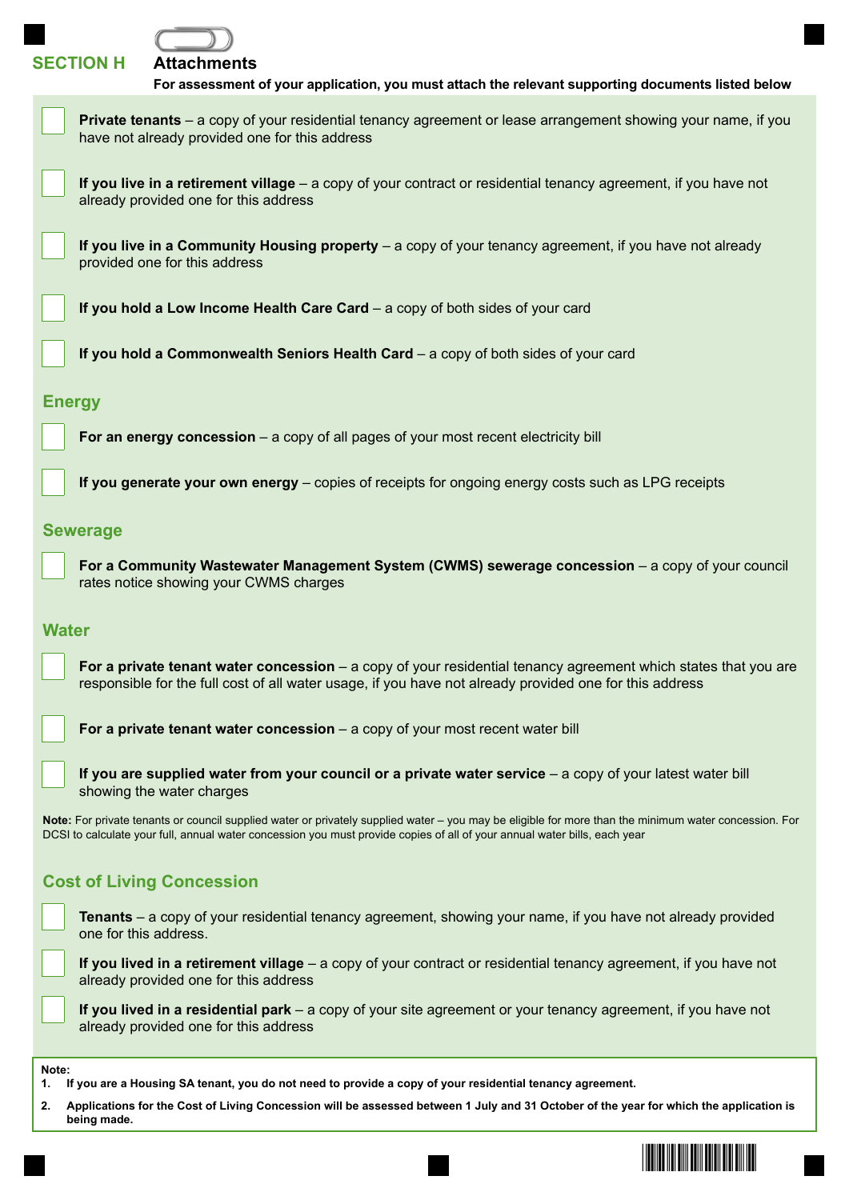## SECTION H Attachments

**For assessment of your application, you must attach the relevant supporting documents listed below**

- ☐ **Private tenants** – a copy of your residential tenancy agreement or lease arrangement showing your name, if you have not already provided one for this address
- ☐ **If you live in a retirement village** – a copy of your contract or residential tenancy agreement, if you have not already provided one for this address
- ☐ **If you live in a Community Housing property** – a copy of your tenancy agreement, if you have not already provided one for this address
- ☐ **If you hold a Low Income Health Care Card** – a copy of both sides of your card
- ☐ **If you hold a Commonwealth Seniors Health Card** – a copy of both sides of your card

### Energy

- ☐ **For an energy concession** – a copy of all pages of your most recent electricity bill
- ☐ **If you generate your own energy** – copies of receipts for ongoing energy costs such as LPG receipts

### Sewerage

- ☐ **For a Community Wastewater Management System (CWMS) sewerage concession** – a copy of your council rates notice showing your CWMS charges

### Water

- ☐ **For a private tenant water concession** – a copy of your residential tenancy agreement which states that you are responsible for the full cost of all water usage, if you have not already provided one for this address
- ☐ **For a private tenant water concession** – a copy of your most recent water bill
- ☐ **If you are supplied water from your council or a private water service** – a copy of your latest water bill showing the water charges

**Note:** For private tenants or council supplied water or privately supplied water – you may be eligible for more than the minimum water concession. For DCSI to calculate your full, annual water concession you must provide copies of all of your annual water bills, each year

### Cost of Living Concession

- ☐ **Tenants** – a copy of your residential tenancy agreement, showing your name, if you have not already provided one for this address.
- ☐ **If you lived in a retirement village** – a copy of your contract or residential tenancy agreement, if you have not already provided one for this address
- ☐ **If you lived in a residential park** – a copy of your site agreement or your tenancy agreement, if you have not already provided one for this address

**Note:**

1. **If you are a Housing SA tenant, you do not need to provide a copy of your residential tenancy agreement.**
2. **Applications for the Cost of Living Concession will be assessed between 1 July and 31 October of the year for which the application is being made.**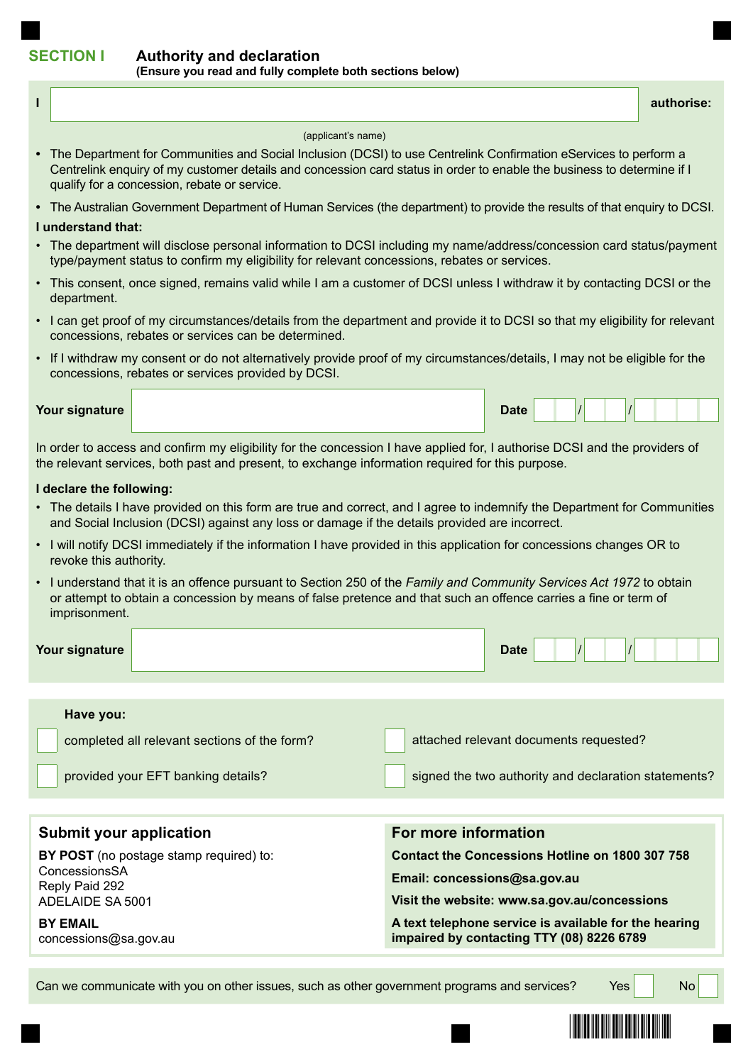## SECTION I Authority and declaration

**(Ensure you read and fully complete both sections below)**

I ______________________ **authorise:**

(applicant's name)

- The Department for Communities and Social Inclusion (DCSI) to use Centrelink Confirmation eServices to perform a Centrelink enquiry of my customer details and concession card status in order to enable the business to determine if I qualify for a concession, rebate or service.
- The Australian Government Department of Human Services (the department) to provide the results of that enquiry to DCSI.

**I understand that:**

- The department will disclose personal information to DCSI including my name/address/concession card status/payment type/payment status to confirm my eligibility for relevant concessions, rebates or services.
- This consent, once signed, remains valid while I am a customer of DCSI unless I withdraw it by contacting DCSI or the department.
- I can get proof of my circumstances/details from the department and provide it to DCSI so that my eligibility for relevant concessions, rebates or services can be determined.
- If I withdraw my consent or do not alternatively provide proof of my circumstances/details, I may not be eligible for the concessions, rebates or services provided by DCSI.

**Your signature** ______________________ **Date** __ __ / __ __ / __ __ __ __

In order to access and confirm my eligibility for the concession I have applied for, I authorise DCSI and the providers of the relevant services, both past and present, to exchange information required for this purpose.

**I declare the following:**

- The details I have provided on this form are true and correct, and I agree to indemnify the Department for Communities and Social Inclusion (DCSI) against any loss or damage if the details provided are incorrect.
- I will notify DCSI immediately if the information I have provided in this application for concessions changes OR to revoke this authority.
- I understand that it is an offence pursuant to Section 250 of the *Family and Community Services Act 1972* to obtain or attempt to obtain a concession by means of false pretence and that such an offence carries a fine or term of imprisonment.

**Your signature** ______________________ **Date** __ __ / __ __ / __ __ __ __

**Have you:**

- ☐ completed all relevant sections of the form?
- ☐ attached relevant documents requested?
- ☐ provided your EFT banking details?
- ☐ signed the two authority and declaration statements?

### Submit your application

**BY POST** (no postage stamp required) to:
ConcessionsSA
Reply Paid 292
ADELAIDE SA 5001

**BY EMAIL**
concessions@sa.gov.au

### For more information

**Contact the Concessions Hotline on 1800 307 758**

**Email: concessions@sa.gov.au**

**Visit the website: www.sa.gov.au/concessions**

**A text telephone service is available for the hearing impaired by contacting TTY (08) 8226 6789**

Can we communicate with you on other issues, such as other government programs and services? Yes ☐ No ☐